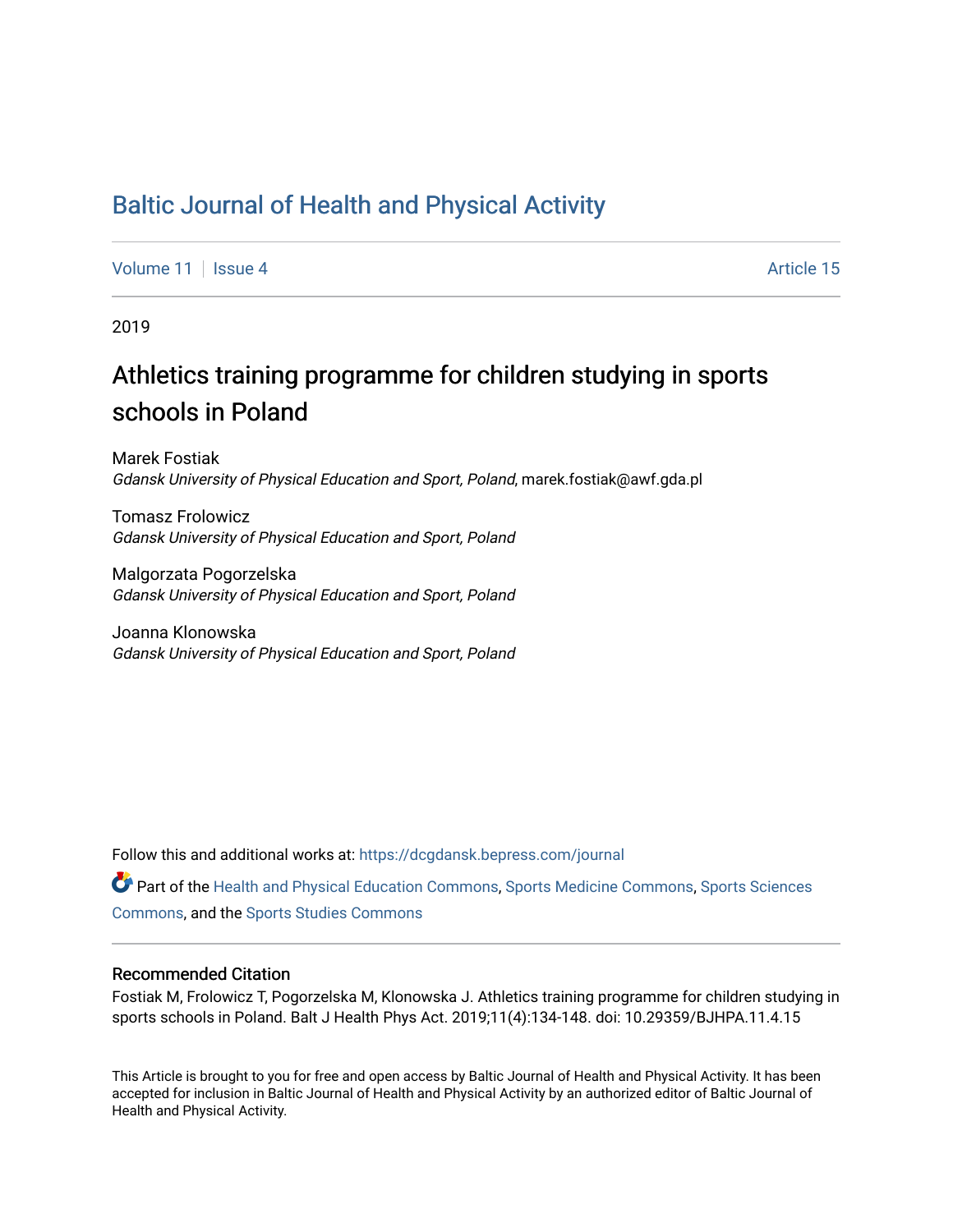# Baltic Journal of Health and Physical Activity

Volume 11 | Issue 4 Article 15

2019

## Athletics training programme for children studying in sports schools in Poland

Marek Fostiak
*Gdansk University of Physical Education and Sport, Poland*, marek.fostiak@awf.gda.pl

Tomasz Frolowicz
*Gdansk University of Physical Education and Sport, Poland*

Malgorzata Pogorzelska
*Gdansk University of Physical Education and Sport, Poland*

Joanna Klonowska
*Gdansk University of Physical Education and Sport, Poland*

Follow this and additional works at: https://dcgdansk.bepress.com/journal

Part of the Health and Physical Education Commons, Sports Medicine Commons, Sports Sciences Commons, and the Sports Studies Commons

### Recommended Citation

Fostiak M, Frolowicz T, Pogorzelska M, Klonowska J. Athletics training programme for children studying in sports schools in Poland. Balt J Health Phys Act. 2019;11(4):134-148. doi: 10.29359/BJHPA.11.4.15

This Article is brought to you for free and open access by Baltic Journal of Health and Physical Activity. It has been accepted for inclusion in Baltic Journal of Health and Physical Activity by an authorized editor of Baltic Journal of Health and Physical Activity.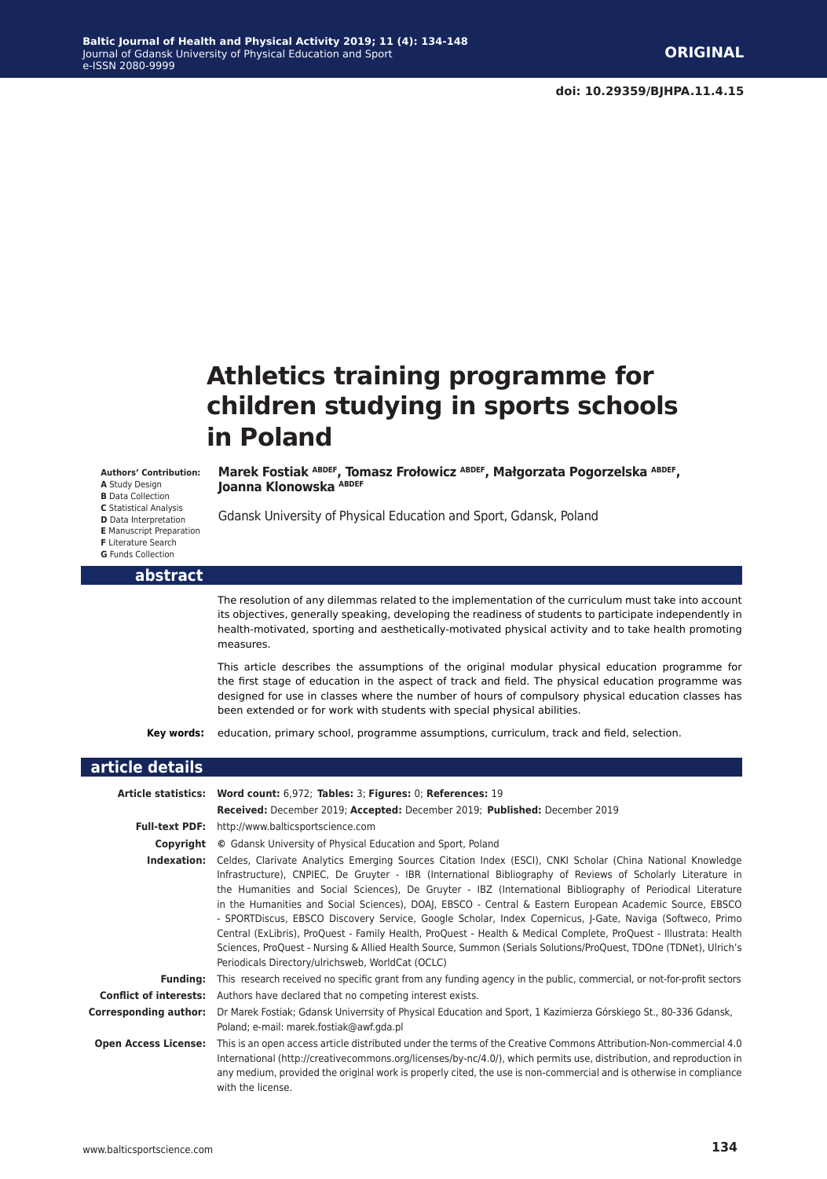**ORIGINAL**

**doi: 10.29359/BJHPA.11.4.15**

# Athletics training programme for children studying in sports schools in Poland

**Authors' Contribution:**
**A** Study Design
**B** Data Collection
**C** Statistical Analysis
**D** Data Interpretation
**E** Manuscript Preparation
**F** Literature Search
**G** Funds Collection

**Marek Fostiak [ABDEF], Tomasz Frołowicz [ABDEF], Małgorzata Pogorzelska [ABDEF], Joanna Klonowska [ABDEF]**

Gdansk University of Physical Education and Sport, Gdansk, Poland

## abstract

The resolution of any dilemmas related to the implementation of the curriculum must take into account its objectives, generally speaking, developing the readiness of students to participate independently in health-motivated, sporting and aesthetically-motivated physical activity and to take health promoting measures.

This article describes the assumptions of the original modular physical education programme for the first stage of education in the aspect of track and field. The physical education programme was designed for use in classes where the number of hours of compulsory physical education classes has been extended or for work with students with special physical abilities.

**Key words:** education, primary school, programme assumptions, curriculum, track and field, selection.

## article details

**Article statistics:** **Word count:** 6,972; **Tables:** 3; **Figures:** 0; **References:** 19

**Received:** December 2019; **Accepted:** December 2019; **Published:** December 2019

**Full-text PDF:** http://www.balticsportscience.com

**Copyright** © Gdansk University of Physical Education and Sport, Poland

**Indexation:** Celdes, Clarivate Analytics Emerging Sources Citation Index (ESCI), CNKI Scholar (China National Knowledge Infrastructure), CNPIEC, De Gruyter - IBR (International Bibliography of Reviews of Scholarly Literature in the Humanities and Social Sciences), De Gruyter - IBZ (International Bibliography of Periodical Literature in the Humanities and Social Sciences), DOAJ, EBSCO - Central & Eastern European Academic Source, EBSCO - SPORTDiscus, EBSCO Discovery Service, Google Scholar, Index Copernicus, J-Gate, Naviga (Softweco, Primo Central (ExLibris), ProQuest - Family Health, ProQuest - Health & Medical Complete, ProQuest - Illustrata: Health Sciences, ProQuest - Nursing & Allied Health Source, Summon (Serials Solutions/ProQuest, TDOne (TDNet), Ulrich's Periodicals Directory/ulrichsweb, WorldCat (OCLC)

**Funding:** This research received no specific grant from any funding agency in the public, commercial, or not-for-profit sectors

**Conflict of interests:** Authors have declared that no competing interest exists.

**Corresponding author:** Dr Marek Fostiak; Gdansk Univerrsity of Physical Education and Sport, 1 Kazimierza Górskiego St., 80-336 Gdansk, Poland; e-mail: marek.fostiak@awf.gda.pl

**Open Access License:** This is an open access article distributed under the terms of the Creative Commons Attribution-Non-commercial 4.0 International (http://creativecommons.org/licenses/by-nc/4.0/), which permits use, distribution, and reproduction in any medium, provided the original work is properly cited, the use is non-commercial and is otherwise in compliance with the license.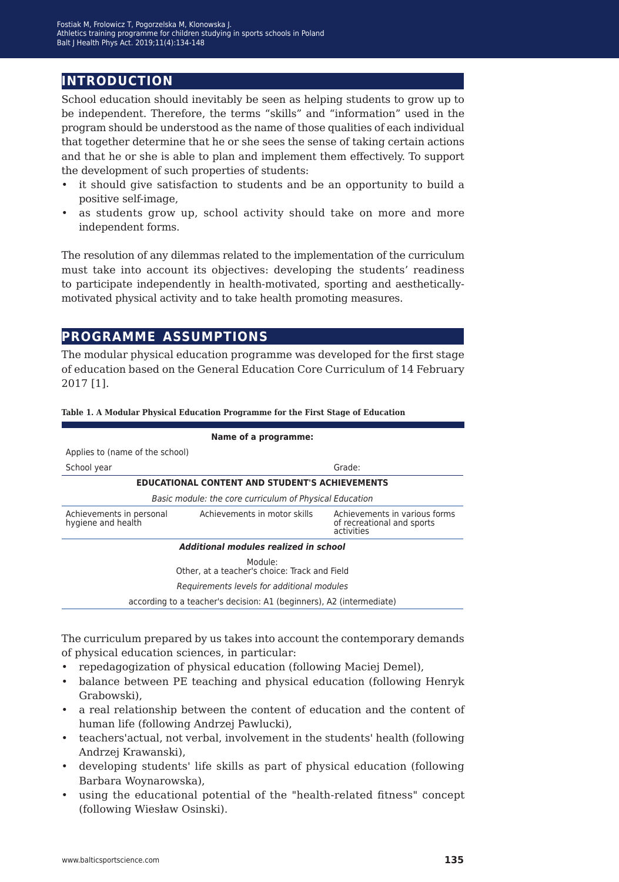## INTRODUCTION

School education should inevitably be seen as helping students to grow up to be independent. Therefore, the terms "skills" and "information" used in the program should be understood as the name of those qualities of each individual that together determine that he or she sees the sense of taking certain actions and that he or she is able to plan and implement them effectively. To support the development of such properties of students:

- it should give satisfaction to students and be an opportunity to build a positive self-image,
- as students grow up, school activity should take on more and more independent forms.

The resolution of any dilemmas related to the implementation of the curriculum must take into account its objectives: developing the students' readiness to participate independently in health-motivated, sporting and aesthetically-motivated physical activity and to take health promoting measures.

## PROGRAMME ASSUMPTIONS

The modular physical education programme was developed for the first stage of education based on the General Education Core Curriculum of 14 February 2017 [1].

**Table 1. A Modular Physical Education Programme for the First Stage of Education**

| **Name of a programme:** | | |
|---|---|---|
| Applies to (name of the school) | | |
| School year | | Grade: |
| **EDUCATIONAL CONTENT AND STUDENT'S ACHIEVEMENTS** | | |
| *Basic module: the core curriculum of Physical Education* | | |
| Achievements in personal hygiene and health | Achievements in motor skills | Achievements in various forms of recreational and sports activities |
| ***Additional modules realized in school*** | | |
| Module: Other, at a teacher's choice: Track and Field | | |
| *Requirements levels for additional modules* | | |
| according to a teacher's decision: A1 (beginners), A2 (intermediate) | | |

The curriculum prepared by us takes into account the contemporary demands of physical education sciences, in particular:

- repedagogization of physical education (following Maciej Demel),
- balance between PE teaching and physical education (following Henryk Grabowski),
- a real relationship between the content of education and the content of human life (following Andrzej Pawlucki),
- teachers'actual, not verbal, involvement in the students' health (following Andrzej Krawanski),
- developing students' life skills as part of physical education (following Barbara Woynarowska),
- using the educational potential of the "health-related fitness" concept (following Wiesław Osinski).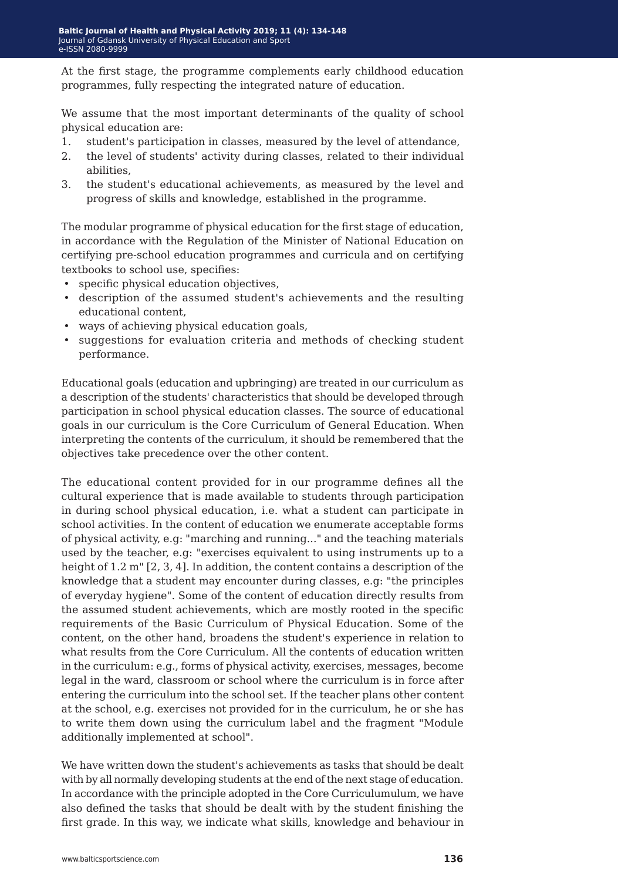At the first stage, the programme complements early childhood education programmes, fully respecting the integrated nature of education.

We assume that the most important determinants of the quality of school physical education are:

1. student's participation in classes, measured by the level of attendance,
2. the level of students' activity during classes, related to their individual abilities,
3. the student's educational achievements, as measured by the level and progress of skills and knowledge, established in the programme.

The modular programme of physical education for the first stage of education, in accordance with the Regulation of the Minister of National Education on certifying pre-school education programmes and curricula and on certifying textbooks to school use, specifies:

- specific physical education objectives,
- description of the assumed student's achievements and the resulting educational content,
- ways of achieving physical education goals,
- suggestions for evaluation criteria and methods of checking student performance.

Educational goals (education and upbringing) are treated in our curriculum as a description of the students' characteristics that should be developed through participation in school physical education classes. The source of educational goals in our curriculum is the Core Curriculum of General Education. When interpreting the contents of the curriculum, it should be remembered that the objectives take precedence over the other content.

The educational content provided for in our programme defines all the cultural experience that is made available to students through participation in during school physical education, i.e. what a student can participate in school activities. In the content of education we enumerate acceptable forms of physical activity, e.g: "marching and running..." and the teaching materials used by the teacher, e.g: "exercises equivalent to using instruments up to a height of 1.2 m" [2, 3, 4]. In addition, the content contains a description of the knowledge that a student may encounter during classes, e.g: "the principles of everyday hygiene". Some of the content of education directly results from the assumed student achievements, which are mostly rooted in the specific requirements of the Basic Curriculum of Physical Education. Some of the content, on the other hand, broadens the student's experience in relation to what results from the Core Curriculum. All the contents of education written in the curriculum: e.g., forms of physical activity, exercises, messages, become legal in the ward, classroom or school where the curriculum is in force after entering the curriculum into the school set. If the teacher plans other content at the school, e.g. exercises not provided for in the curriculum, he or she has to write them down using the curriculum label and the fragment "Module additionally implemented at school".

We have written down the student's achievements as tasks that should be dealt with by all normally developing students at the end of the next stage of education. In accordance with the principle adopted in the Core Curriculumulum, we have also defined the tasks that should be dealt with by the student finishing the first grade. In this way, we indicate what skills, knowledge and behaviour in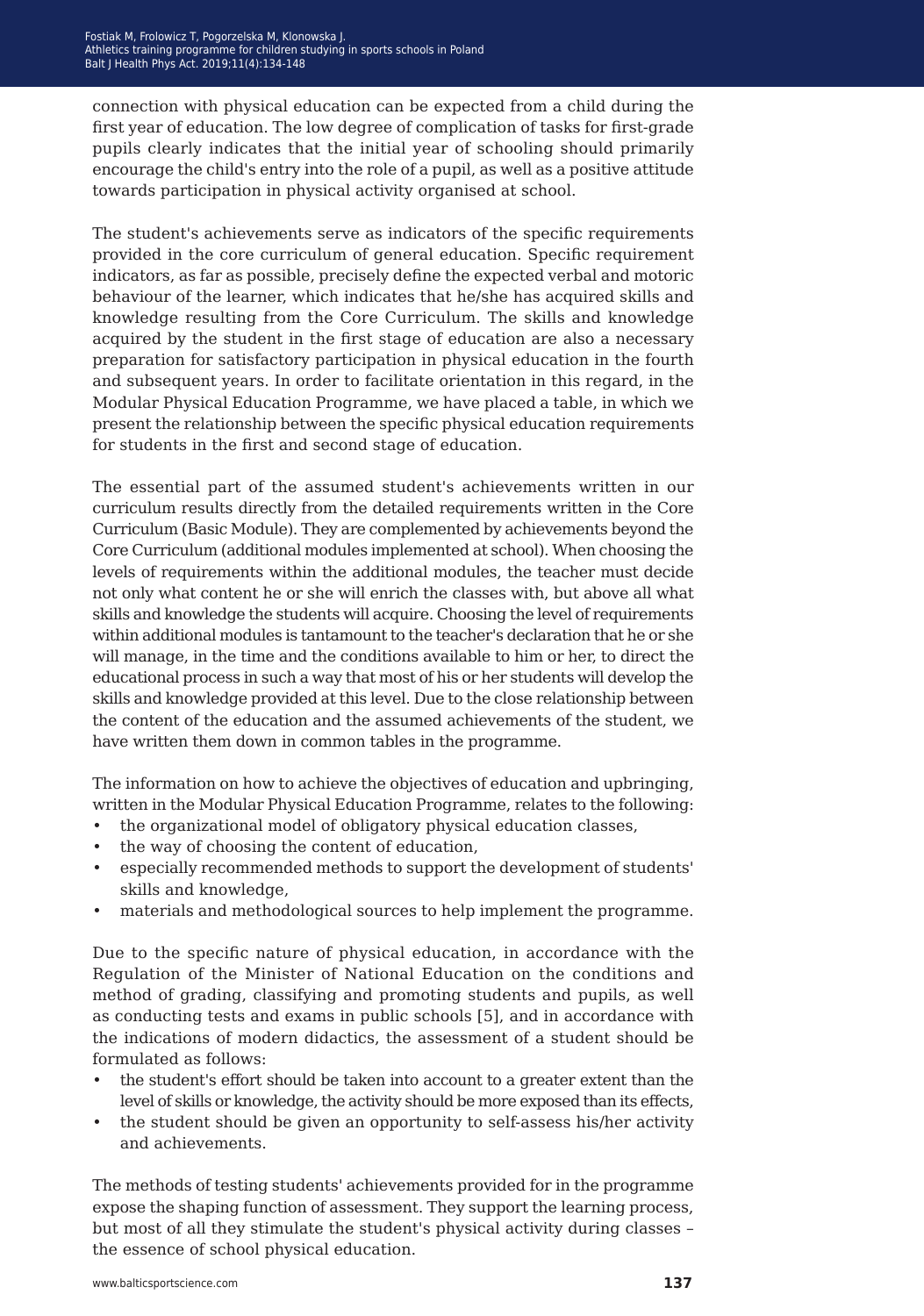connection with physical education can be expected from a child during the first year of education. The low degree of complication of tasks for first-grade pupils clearly indicates that the initial year of schooling should primarily encourage the child's entry into the role of a pupil, as well as a positive attitude towards participation in physical activity organised at school.

The student's achievements serve as indicators of the specific requirements provided in the core curriculum of general education. Specific requirement indicators, as far as possible, precisely define the expected verbal and motoric behaviour of the learner, which indicates that he/she has acquired skills and knowledge resulting from the Core Curriculum. The skills and knowledge acquired by the student in the first stage of education are also a necessary preparation for satisfactory participation in physical education in the fourth and subsequent years. In order to facilitate orientation in this regard, in the Modular Physical Education Programme, we have placed a table, in which we present the relationship between the specific physical education requirements for students in the first and second stage of education.

The essential part of the assumed student's achievements written in our curriculum results directly from the detailed requirements written in the Core Curriculum (Basic Module). They are complemented by achievements beyond the Core Curriculum (additional modules implemented at school). When choosing the levels of requirements within the additional modules, the teacher must decide not only what content he or she will enrich the classes with, but above all what skills and knowledge the students will acquire. Choosing the level of requirements within additional modules is tantamount to the teacher's declaration that he or she will manage, in the time and the conditions available to him or her, to direct the educational process in such a way that most of his or her students will develop the skills and knowledge provided at this level. Due to the close relationship between the content of the education and the assumed achievements of the student, we have written them down in common tables in the programme.

The information on how to achieve the objectives of education and upbringing, written in the Modular Physical Education Programme, relates to the following:

- the organizational model of obligatory physical education classes,
- the way of choosing the content of education,
- especially recommended methods to support the development of students' skills and knowledge,
- materials and methodological sources to help implement the programme.

Due to the specific nature of physical education, in accordance with the Regulation of the Minister of National Education on the conditions and method of grading, classifying and promoting students and pupils, as well as conducting tests and exams in public schools [5], and in accordance with the indications of modern didactics, the assessment of a student should be formulated as follows:

- the student's effort should be taken into account to a greater extent than the level of skills or knowledge, the activity should be more exposed than its effects,
- the student should be given an opportunity to self-assess his/her activity and achievements.

The methods of testing students' achievements provided for in the programme expose the shaping function of assessment. They support the learning process, but most of all they stimulate the student's physical activity during classes – the essence of school physical education.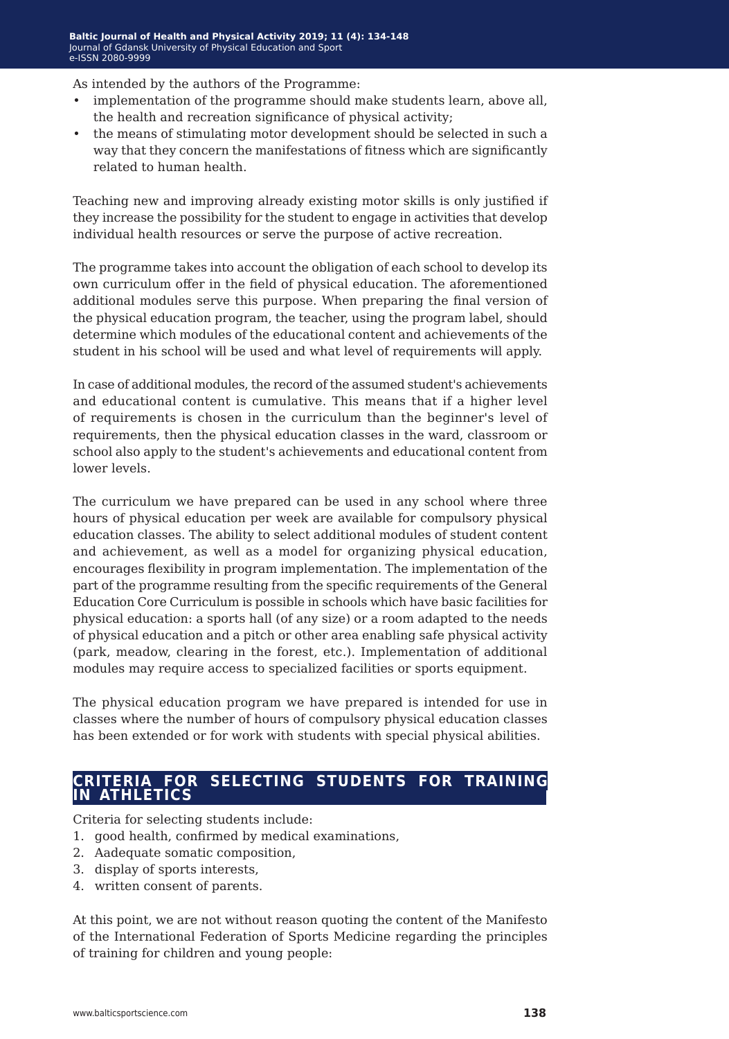As intended by the authors of the Programme:

- implementation of the programme should make students learn, above all, the health and recreation significance of physical activity;
- the means of stimulating motor development should be selected in such a way that they concern the manifestations of fitness which are significantly related to human health.

Teaching new and improving already existing motor skills is only justified if they increase the possibility for the student to engage in activities that develop individual health resources or serve the purpose of active recreation.

The programme takes into account the obligation of each school to develop its own curriculum offer in the field of physical education. The aforementioned additional modules serve this purpose. When preparing the final version of the physical education program, the teacher, using the program label, should determine which modules of the educational content and achievements of the student in his school will be used and what level of requirements will apply.

In case of additional modules, the record of the assumed student's achievements and educational content is cumulative. This means that if a higher level of requirements is chosen in the curriculum than the beginner's level of requirements, then the physical education classes in the ward, classroom or school also apply to the student's achievements and educational content from lower levels.

The curriculum we have prepared can be used in any school where three hours of physical education per week are available for compulsory physical education classes. The ability to select additional modules of student content and achievement, as well as a model for organizing physical education, encourages flexibility in program implementation. The implementation of the part of the programme resulting from the specific requirements of the General Education Core Curriculum is possible in schools which have basic facilities for physical education: a sports hall (of any size) or a room adapted to the needs of physical education and a pitch or other area enabling safe physical activity (park, meadow, clearing in the forest, etc.). Implementation of additional modules may require access to specialized facilities or sports equipment.

The physical education program we have prepared is intended for use in classes where the number of hours of compulsory physical education classes has been extended or for work with students with special physical abilities.

## CRITERIA FOR SELECTING STUDENTS FOR TRAINING IN ATHLETICS

Criteria for selecting students include:

1. good health, confirmed by medical examinations,
2. Aadequate somatic composition,
3. display of sports interests,
4. written consent of parents.

At this point, we are not without reason quoting the content of the Manifesto of the International Federation of Sports Medicine regarding the principles of training for children and young people: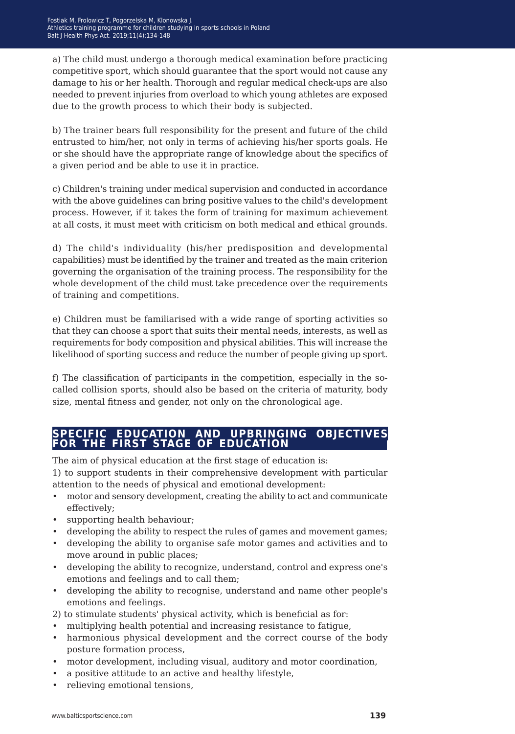a) The child must undergo a thorough medical examination before practicing competitive sport, which should guarantee that the sport would not cause any damage to his or her health. Thorough and regular medical check-ups are also needed to prevent injuries from overload to which young athletes are exposed due to the growth process to which their body is subjected.

b) The trainer bears full responsibility for the present and future of the child entrusted to him/her, not only in terms of achieving his/her sports goals. He or she should have the appropriate range of knowledge about the specifics of a given period and be able to use it in practice.

c) Children's training under medical supervision and conducted in accordance with the above guidelines can bring positive values to the child's development process. However, if it takes the form of training for maximum achievement at all costs, it must meet with criticism on both medical and ethical grounds.

d) The child's individuality (his/her predisposition and developmental capabilities) must be identified by the trainer and treated as the main criterion governing the organisation of the training process. The responsibility for the whole development of the child must take precedence over the requirements of training and competitions.

e) Children must be familiarised with a wide range of sporting activities so that they can choose a sport that suits their mental needs, interests, as well as requirements for body composition and physical abilities. This will increase the likelihood of sporting success and reduce the number of people giving up sport.

f) The classification of participants in the competition, especially in the so-called collision sports, should also be based on the criteria of maturity, body size, mental fitness and gender, not only on the chronological age.

## SPECIFIC EDUCATION AND UPBRINGING OBJECTIVES FOR THE FIRST STAGE OF EDUCATION

The aim of physical education at the first stage of education is:

1) to support students in their comprehensive development with particular attention to the needs of physical and emotional development:

- motor and sensory development, creating the ability to act and communicate effectively;
- supporting health behaviour;
- developing the ability to respect the rules of games and movement games;
- developing the ability to organise safe motor games and activities and to move around in public places;
- developing the ability to recognize, understand, control and express one's emotions and feelings and to call them;
- developing the ability to recognise, understand and name other people's emotions and feelings.

2) to stimulate students' physical activity, which is beneficial as for:

- multiplying health potential and increasing resistance to fatigue,
- harmonious physical development and the correct course of the body posture formation process,
- motor development, including visual, auditory and motor coordination,
- a positive attitude to an active and healthy lifestyle,
- relieving emotional tensions,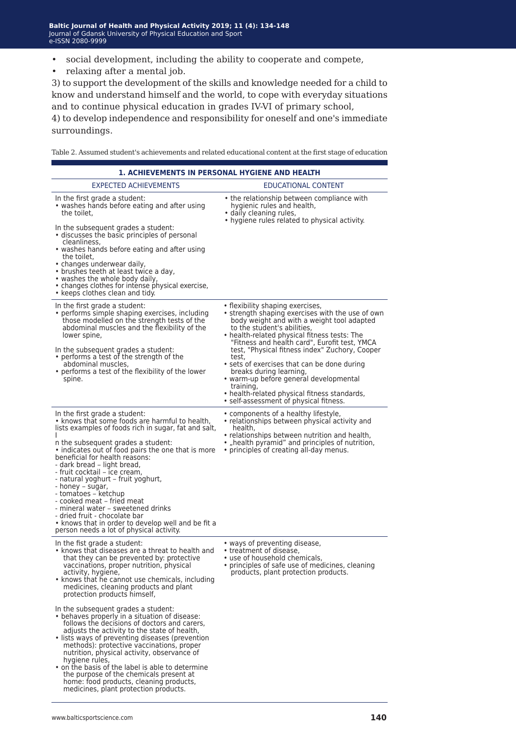- social development, including the ability to cooperate and compete,
- relaxing after a mental job.

3) to support the development of the skills and knowledge needed for a child to know and understand himself and the world, to cope with everyday situations and to continue physical education in grades IV-VI of primary school,

4) to develop independence and responsibility for oneself and one's immediate surroundings.

Table 2. Assumed student's achievements and related educational content at the first stage of education

| **1. ACHIEVEMENTS IN PERSONAL HYGIENE AND HEALTH** | |
|---|---|
| EXPECTED ACHIEVEMENTS | EDUCATIONAL CONTENT |
| In the first grade a student:<br>• washes hands before eating and after using the toilet,<br><br>In the subsequent grades a student:<br>• discusses the basic principles of personal cleanliness,<br>• washes hands before eating and after using the toilet,<br>• changes underwear daily,<br>• brushes teeth at least twice a day,<br>• washes the whole body daily,<br>• changes clothes for intense physical exercise,<br>• keeps clothes clean and tidy. | • the relationship between compliance with hygienic rules and health,<br>• daily cleaning rules,<br>• hygiene rules related to physical activity. |
| In the first grade a student:<br>• performs simple shaping exercises, including those modelled on the strength tests of the abdominal muscles and the flexibility of the lower spine,<br><br>In the subsequent grades a student:<br>• performs a test of the strength of the abdominal muscles,<br>• performs a test of the flexibility of the lower spine. | • flexibility shaping exercises,<br>• strength shaping exercises with the use of own body weight and with a weight tool adapted to the student's abilities,<br>• health-related physical fitness tests: The "Fitness and health card", Eurofit test, YMCA test, "Physical fitness index" Zuchory, Cooper test,<br>• sets of exercises that can be done during breaks during learning,<br>• warm-up before general developmental training,<br>• health-related physical fitness standards,<br>• self-assessment of physical fitness. |
| In the first grade a student:<br>• knows that some foods are harmful to health, lists examples of foods rich in sugar, fat and salt,<br>I<br>n the subsequent grades a student:<br>• indicates out of food pairs the one that is more beneficial for health reasons:<br>- dark bread – light bread,<br>- fruit cocktail – ice cream,<br>- natural yoghurt – fruit yoghurt,<br>- honey – sugar,<br>- tomatoes – ketchup<br>- cooked meat – fried meat<br>- mineral water – sweetened drinks<br>- dried fruit - chocolate bar<br>• knows that in order to develop well and be fit a person needs a lot of physical activity. | • components of a healthy lifestyle,<br>• relationships between physical activity and health,<br>• relationships between nutrition and health,<br>• „health pyramid" and principles of nutrition,<br>• principles of creating all-day menus. |
| In the fist grade a student:<br>• knows that diseases are a threat to health and that they can be prevented by: protective vaccinations, proper nutrition, physical activity, hygiene,<br>• knows that he cannot use chemicals, including medicines, cleaning products and plant protection products himself,<br><br>In the subsequent grades a student:<br>• behaves properly in a situation of disease: follows the decisions of doctors and carers, adjusts the activity to the state of health,<br>• lists ways of preventing diseases (prevention methods): protective vaccinations, proper nutrition, physical activity, observance of hygiene rules,<br>• on the basis of the label is able to determine the purpose of the chemicals present at home: food products, cleaning products, medicines, plant protection products. | • ways of preventing disease,<br>• treatment of disease,<br>• use of household chemicals,<br>• principles of safe use of medicines, cleaning products, plant protection products. |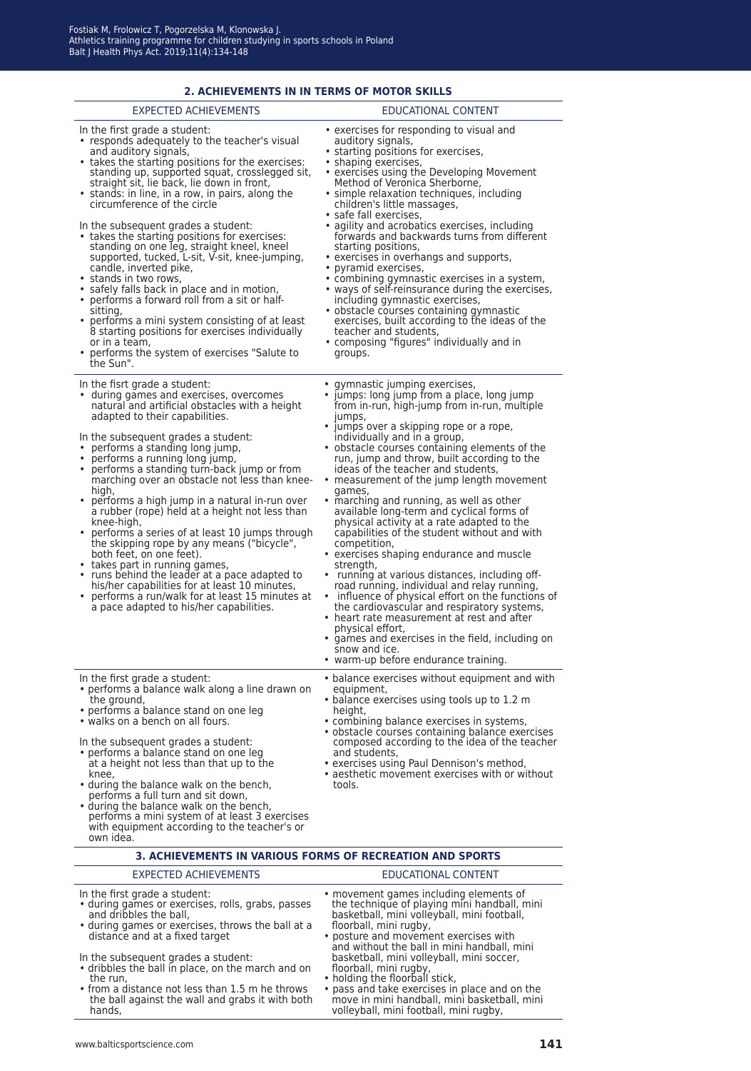### 2. ACHIEVEMENTS IN IN TERMS OF MOTOR SKILLS

| EXPECTED ACHIEVEMENTS | EDUCATIONAL CONTENT |
|---|---|
| In the first grade a student:<br>• responds adequately to the teacher's visual and auditory signals,<br>• takes the starting positions for the exercises: standing up, supported squat, crosslegged sit, straight sit, lie back, lie down in front,<br>• stands: in line, in a row, in pairs, along the circumference of the circle<br><br>In the subsequent grades a student:<br>• takes the starting positions for exercises: standing on one leg, straight kneel, kneel supported, tucked, L-sit, V-sit, knee-jumping, candle, inverted pike,<br>• stands in two rows,<br>• safely falls back in place and in motion,<br>• performs a forward roll from a sit or half-sitting,<br>• performs a mini system consisting of at least 8 starting positions for exercises individually or in a team,<br>• performs the system of exercises "Salute to the Sun". | • exercises for responding to visual and auditory signals,<br>• starting positions for exercises,<br>• shaping exercises,<br>• exercises using the Developing Movement Method of Veronica Sherborne,<br>• simple relaxation techniques, including children's little massages,<br>• safe fall exercises,<br>• agility and acrobatics exercises, including forwards and backwards turns from different starting positions,<br>• exercises in overhangs and supports,<br>• pyramid exercises,<br>• combining gymnastic exercises in a system,<br>• ways of self-reinsurance during the exercises, including gymnastic exercises,<br>• obstacle courses containing gymnastic exercises, built according to the ideas of the teacher and students,<br>• composing "figures" individually and in groups. |
| In the fisrt grade a student:<br>• during games and exercises, overcomes natural and artificial obstacles with a height adapted to their capabilities.<br><br>In the subsequent grades a student:<br>• performs a standing long jump,<br>• performs a running long jump,<br>• performs a standing turn-back jump or from marching over an obstacle not less than knee-high,<br>• performs a high jump in a natural in-run over a rubber (rope) held at a height not less than knee-high,<br>• performs a series of at least 10 jumps through the skipping rope by any means ("bicycle", both feet, on one feet).<br>• takes part in running games,<br>• runs behind the leader at a pace adapted to his/her capabilities for at least 10 minutes,<br>• performs a run/walk for at least 15 minutes at a pace adapted to his/her capabilities. | • gymnastic jumping exercises,<br>• jumps: long jump from a place, long jump from in-run, high-jump from in-run, multiple jumps,<br>• jumps over a skipping rope or a rope, individually and in a group,<br>• obstacle courses containing elements of the run, jump and throw, built according to the ideas of the teacher and students,<br>• measurement of the jump length movement games,<br>• marching and running, as well as other available long-term and cyclical forms of physical activity at a rate adapted to the capabilities of the student without and with competition,<br>• exercises shaping endurance and muscle strength,<br>• running at various distances, including off-road running, individual and relay running,<br>• influence of physical effort on the functions of the cardiovascular and respiratory systems,<br>• heart rate measurement at rest and after physical effort,<br>• games and exercises in the field, including on snow and ice.<br>• warm-up before endurance training. |
| In the first grade a student:<br>• performs a balance walk along a line drawn on the ground,<br>• performs a balance stand on one leg<br>• walks on a bench on all fours.<br><br>In the subsequent grades a student:<br>• performs a balance stand on one leg at a height not less than that up to the knee,<br>• during the balance walk on the bench, performs a full turn and sit down,<br>• during the balance walk on the bench, performs a mini system of at least 3 exercises with equipment according to the teacher's or own idea. | • balance exercises without equipment and with equipment,<br>• balance exercises using tools up to 1.2 m height,<br>• combining balance exercises in systems,<br>• obstacle courses containing balance exercises composed according to the idea of the teacher and students,<br>• exercises using Paul Dennison's method,<br>• aesthetic movement exercises with or without tools. |

### 3. ACHIEVEMENTS IN VARIOUS FORMS OF RECREATION AND SPORTS

| EXPECTED ACHIEVEMENTS | EDUCATIONAL CONTENT |
|---|---|
| In the first grade a student:<br>• during games or exercises, rolls, grabs, passes and dribbles the ball,<br>• during games or exercises, throws the ball at a distance and at a fixed target<br><br>In the subsequent grades a student:<br>• dribbles the ball in place, on the march and on the run,<br>• from a distance not less than 1.5 m he throws the ball against the wall and grabs it with both hands, | • movement games including elements of the technique of playing mini handball, mini basketball, mini volleyball, mini football, floorball, mini rugby,<br>• posture and movement exercises with and without the ball in mini handball, mini basketball, mini volleyball, mini soccer, floorball, mini rugby,<br>• holding the floorball stick,<br>• pass and take exercises in place and on the move in mini handball, mini basketball, mini volleyball, mini football, mini rugby, |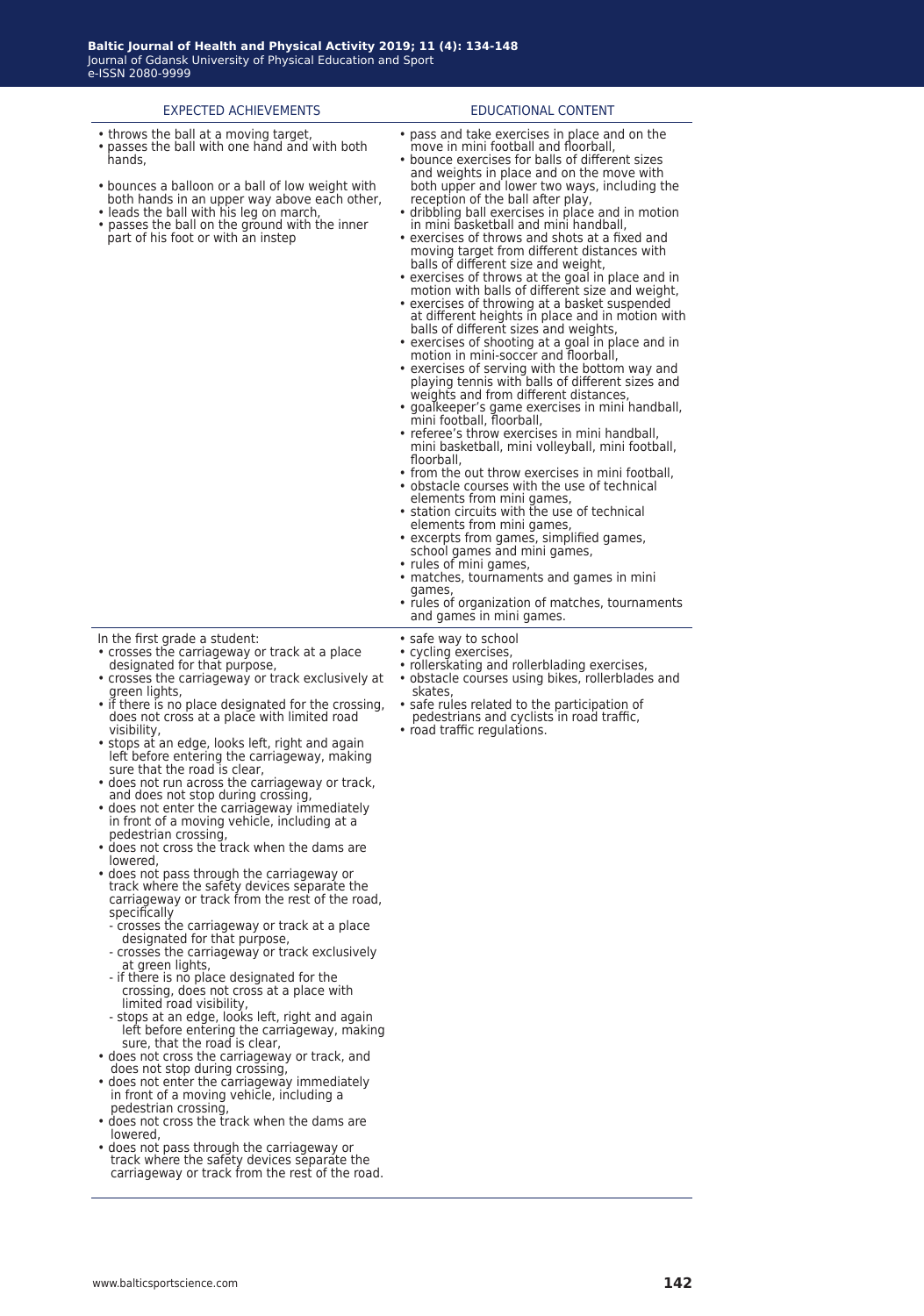| EXPECTED ACHIEVEMENTS | EDUCATIONAL CONTENT |
|---|---|
| • throws the ball at a moving target,<br>• passes the ball with one hand and with both hands,<br>• bounces a balloon or a ball of low weight with both hands in an upper way above each other,<br>• leads the ball with his leg on march,<br>• passes the ball on the ground with the inner part of his foot or with an instep | • pass and take exercises in place and on the move in mini football and floorball,<br>• bounce exercises for balls of different sizes and weights in place and on the move with both upper and lower two ways, including the reception of the ball after play,<br>• dribbling ball exercises in place and in motion in mini basketball and mini handball,<br>• exercises of throws and shots at a fixed and moving target from different distances with balls of different size and weight,<br>• exercises of throws at the goal in place and in motion with balls of different size and weight,<br>• exercises of throwing at a basket suspended at different heights in place and in motion with balls of different sizes and weights,<br>• exercises of shooting at a goal in place and in motion in mini-soccer and floorball,<br>• exercises of serving with the bottom way and playing tennis with balls of different sizes and weights and from different distances,<br>• goalkeeper's game exercises in mini handball, mini football, floorball,<br>• referee's throw exercises in mini handball, mini basketball, mini volleyball, mini football, floorball,<br>• from the out throw exercises in mini football,<br>• obstacle courses with the use of technical elements from mini games,<br>• station circuits with the use of technical elements from mini games,<br>• excerpts from games, simplified games, school games and mini games,<br>• rules of mini games,<br>• matches, tournaments and games in mini games,<br>• rules of organization of matches, tournaments and games in mini games. |
| In the first grade a student:<br>• crosses the carriageway or track at a place designated for that purpose,<br>• crosses the carriageway or track exclusively at green lights,<br>• if there is no place designated for the crossing, does not cross at a place with limited road visibility,<br>• stops at an edge, looks left, right and again left before entering the carriageway, making sure that the road is clear,<br>• does not run across the carriageway or track, and does not stop during crossing,<br>• does not enter the carriageway immediately in front of a moving vehicle, including at a pedestrian crossing,<br>• does not cross the track when the dams are lowered,<br>• does not pass through the carriageway or track where the safety devices separate the carriageway or track from the rest of the road, specifically<br>- crosses the carriageway or track at a place designated for that purpose,<br>- crosses the carriageway or track exclusively at green lights,<br>- if there is no place designated for the crossing, does not cross at a place with limited road visibility,<br>- stops at an edge, looks left, right and again left before entering the carriageway, making sure, that the road is clear,<br>• does not cross the carriageway or track, and does not stop during crossing,<br>• does not enter the carriageway immediately in front of a moving vehicle, including a pedestrian crossing,<br>• does not cross the track when the dams are lowered,<br>• does not pass through the carriageway or track where the safety devices separate the carriageway or track from the rest of the road. | • safe way to school<br>• cycling exercises,<br>• rollerskating and rollerblading exercises,<br>• obstacle courses using bikes, rollerblades and skates,<br>• safe rules related to the participation of pedestrians and cyclists in road traffic,<br>• road traffic regulations. |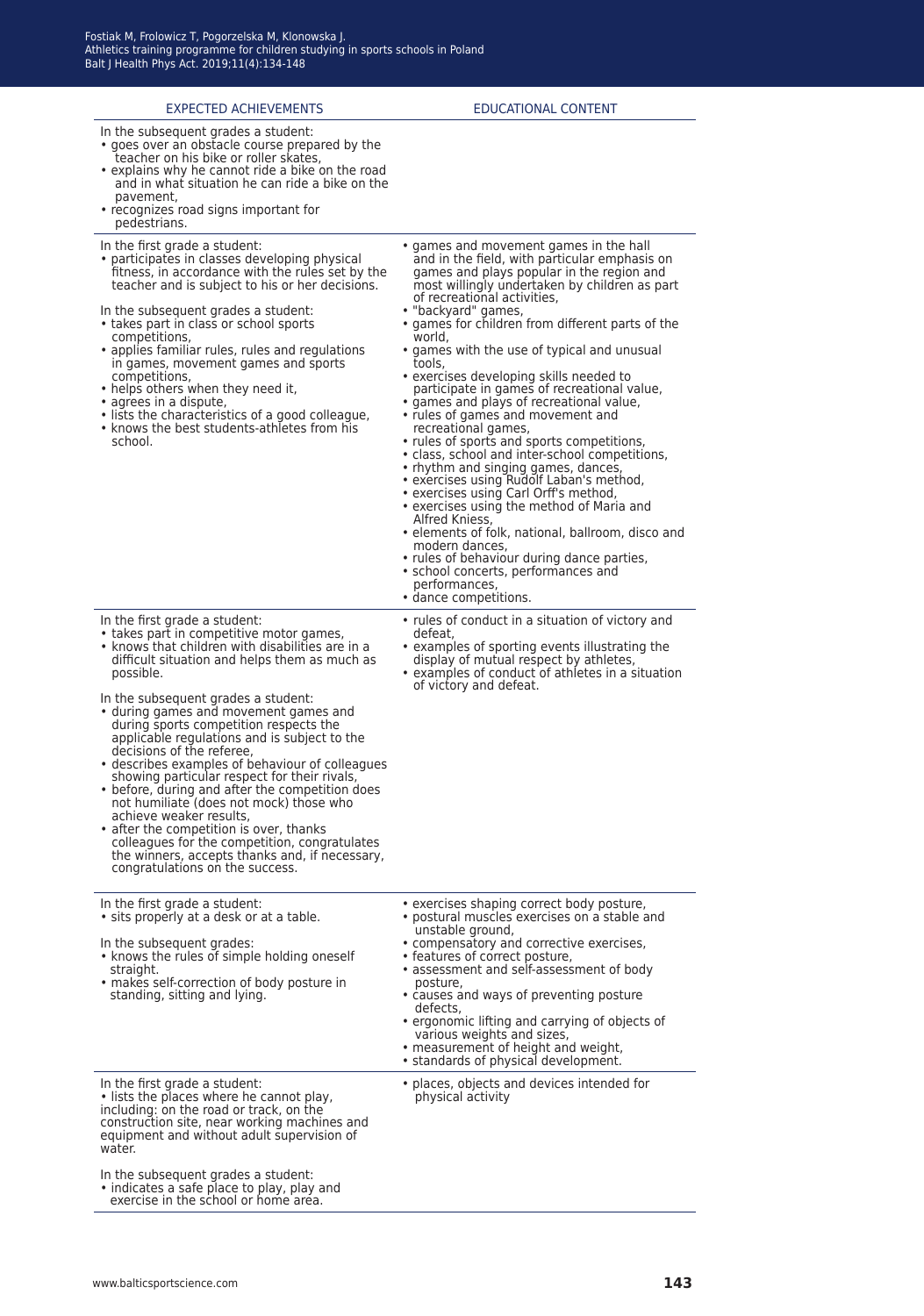| EXPECTED ACHIEVEMENTS | EDUCATIONAL CONTENT |
|---|---|
| In the subsequent grades a student:<br>• goes over an obstacle course prepared by the teacher on his bike or roller skates,<br>• explains why he cannot ride a bike on the road and in what situation he can ride a bike on the pavement,<br>• recognizes road signs important for pedestrians. | |
| In the first grade a student:<br>• participates in classes developing physical fitness, in accordance with the rules set by the teacher and is subject to his or her decisions.<br><br>In the subsequent grades a student:<br>• takes part in class or school sports competitions,<br>• applies familiar rules, rules and regulations in games, movement games and sports competitions,<br>• helps others when they need it,<br>• agrees in a dispute,<br>• lists the characteristics of a good colleague,<br>• knows the best students-athletes from his school. | • games and movement games in the hall and in the field, with particular emphasis on games and plays popular in the region and most willingly undertaken by children as part of recreational activities,<br>• "backyard" games,<br>• games for children from different parts of the world,<br>• games with the use of typical and unusual tools,<br>• exercises developing skills needed to participate in games of recreational value,<br>• games and plays of recreational value,<br>• rules of games and movement and recreational games,<br>• rules of sports and sports competitions,<br>• class, school and inter-school competitions,<br>• rhythm and singing games, dances,<br>• exercises using Rudolf Laban's method,<br>• exercises using Carl Orff's method,<br>• exercises using the method of Maria and Alfred Kniess,<br>• elements of folk, national, ballroom, disco and modern dances,<br>• rules of behaviour during dance parties,<br>• school concerts, performances and performances,<br>• dance competitions. |
| In the first grade a student:<br>• takes part in competitive motor games,<br>• knows that children with disabilities are in a difficult situation and helps them as much as possible.<br><br>In the subsequent grades a student:<br>• during games and movement games and during sports competition respects the applicable regulations and is subject to the decisions of the referee,<br>• describes examples of behaviour of colleagues showing particular respect for their rivals,<br>• before, during and after the competition does not humiliate (does not mock) those who achieve weaker results,<br>• after the competition is over, thanks colleagues for the competition, congratulates the winners, accepts thanks and, if necessary, congratulations on the success. | • rules of conduct in a situation of victory and defeat,<br>• examples of sporting events illustrating the display of mutual respect by athletes,<br>• examples of conduct of athletes in a situation of victory and defeat. |
| In the first grade a student:<br>• sits properly at a desk or at a table.<br><br>In the subsequent grades:<br>• knows the rules of simple holding oneself straight.<br>• makes self-correction of body posture in standing, sitting and lying. | • exercises shaping correct body posture,<br>• postural muscles exercises on a stable and unstable ground,<br>• compensatory and corrective exercises,<br>• features of correct posture,<br>• assessment and self-assessment of body posture,<br>• causes and ways of preventing posture defects,<br>• ergonomic lifting and carrying of objects of various weights and sizes,<br>• measurement of height and weight,<br>• standards of physical development. |
| In the first grade a student:<br>• lists the places where he cannot play, including: on the road or track, on the construction site, near working machines and equipment and without adult supervision of water.<br><br>In the subsequent grades a student:<br>• indicates a safe place to play, play and exercise in the school or home area. | • places, objects and devices intended for physical activity |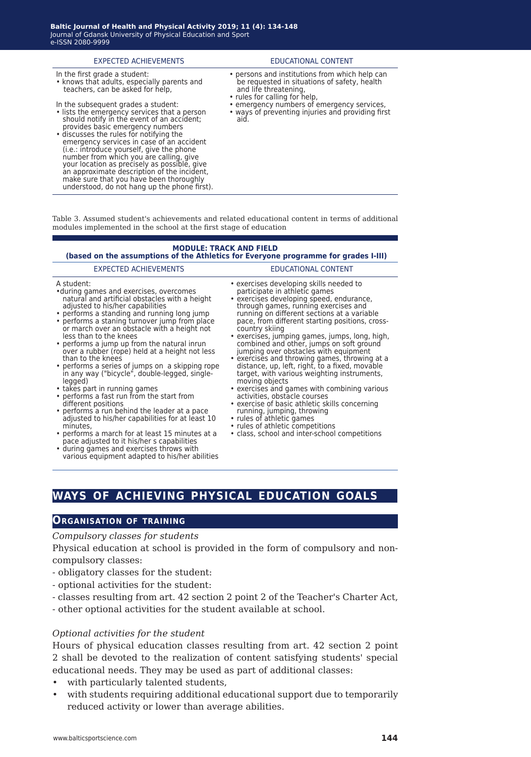| EXPECTED ACHIEVEMENTS | EDUCATIONAL CONTENT |
|---|---|
| In the first grade a student:<br>• knows that adults, especially parents and teachers, can be asked for help,<br><br>In the subsequent grades a student:<br>• lists the emergency services that a person should notify in the event of an accident; provides basic emergency numbers<br>• discusses the rules for notifying the emergency services in case of an accident (i.e.: introduce yourself, give the phone number from which you are calling, give your location as precisely as possible, give an approximate description of the incident, make sure that you have been thoroughly understood, do not hang up the phone first). | • persons and institutions from which help can be requested in situations of safety, health and life threatening,<br>• rules for calling for help,<br>• emergency numbers of emergency services,<br>• ways of preventing injuries and providing first aid. |

Table 3. Assumed student's achievements and related educational content in terms of additional modules implemented in the school at the first stage of education

| **MODULE: TRACK AND FIELD (based on the assumptions of the Athletics for Everyone programme for grades I-III)** | |
|---|---|
| EXPECTED ACHIEVEMENTS | EDUCATIONAL CONTENT |
| A student:<br>•during games and exercises, overcomes natural and artificial obstacles with a height adjusted to his/her capabilities<br>• performs a standing and running long jump<br>• performs a staning turnover jump from place or march over an obstacle with a height not less than to the knees<br>• performs a jump up from the natural inrun over a rubber (rope) held at a height not less than to the knees<br>• performs a series of jumps on a skipping rope in any way ("bicycle", double-legged, single-legged)<br>• takes part in running games<br>• performs a fast run from the start from different positions<br>• performs a run behind the leader at a pace adjusted to his/her capabilities for at least 10 minutes,<br>• performs a march for at least 15 minutes at a pace adjusted to it his/her s capabilities<br>• during games and exercises throws with various equipment adapted to his/her abilities | • exercises developing skills needed to participate in athletic games<br>• exercises developing speed, endurance, through games, running exercises and running on different sections at a variable pace, from different starting positions, cross-country skiing<br>• exercises, jumping games, jumps, long, high, combined and other, jumps on soft ground jumping over obstacles with equipment<br>• exercises and throwing games, throwing at a distance, up, left, right, to a fixed, movable target, with various weighting instruments, moving objects<br>• exercises and games with combining various activities, obstacle courses<br>• exercise of basic athletic skills concerning running, jumping, throwing<br>• rules of athletic games<br>• rules of athletic competitions<br>• class, school and inter-school competitions |

## WAYS OF ACHIEVING PHYSICAL EDUCATION GOALS

### ORGANISATION OF TRAINING

*Compulsory classes for students*

Physical education at school is provided in the form of compulsory and non-compulsory classes:

- obligatory classes for the student:
- optional activities for the student:
- classes resulting from art. 42 section 2 point 2 of the Teacher's Charter Act,
- other optional activities for the student available at school.

*Optional activities for the student*

Hours of physical education classes resulting from art. 42 section 2 point 2 shall be devoted to the realization of content satisfying students' special educational needs. They may be used as part of additional classes:

- with particularly talented students,
- with students requiring additional educational support due to temporarily reduced activity or lower than average abilities.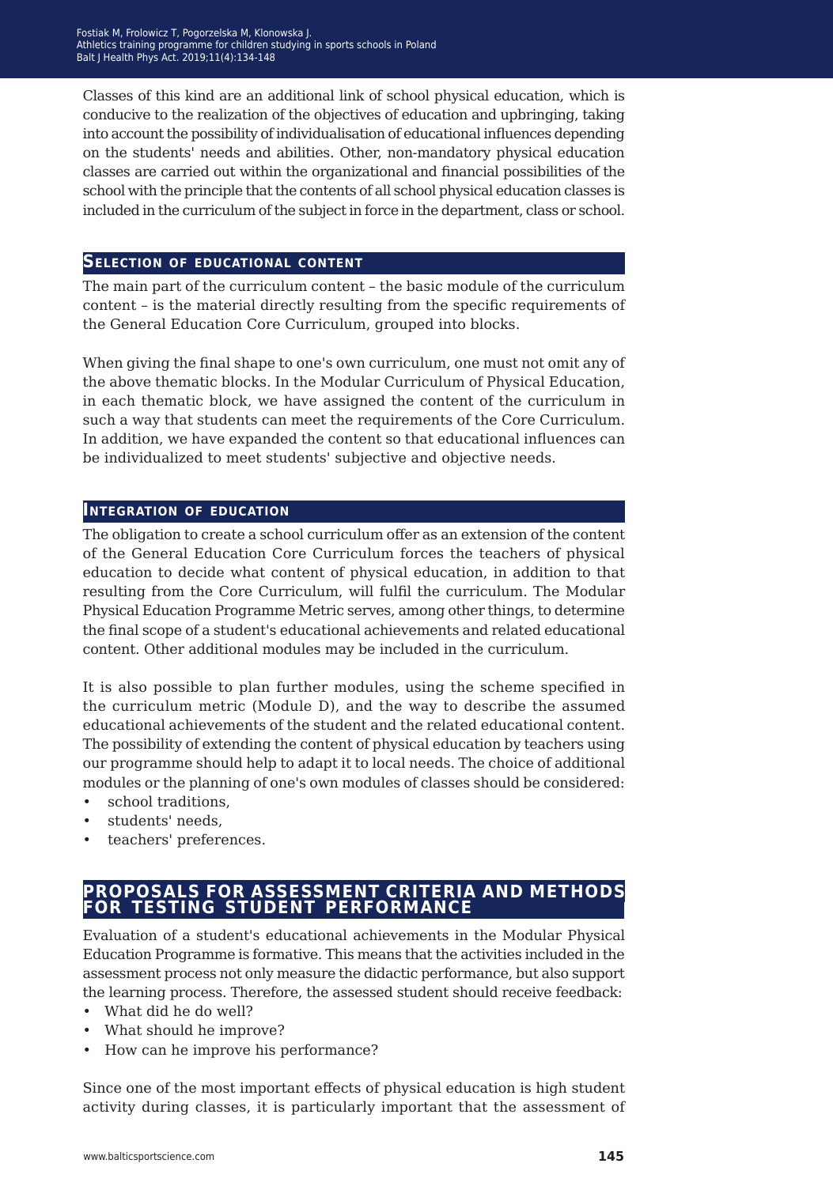Classes of this kind are an additional link of school physical education, which is conducive to the realization of the objectives of education and upbringing, taking into account the possibility of individualisation of educational influences depending on the students' needs and abilities. Other, non-mandatory physical education classes are carried out within the organizational and financial possibilities of the school with the principle that the contents of all school physical education classes is included in the curriculum of the subject in force in the department, class or school.

### Selection of educational content

The main part of the curriculum content – the basic module of the curriculum content – is the material directly resulting from the specific requirements of the General Education Core Curriculum, grouped into blocks.

When giving the final shape to one's own curriculum, one must not omit any of the above thematic blocks. In the Modular Curriculum of Physical Education, in each thematic block, we have assigned the content of the curriculum in such a way that students can meet the requirements of the Core Curriculum. In addition, we have expanded the content so that educational influences can be individualized to meet students' subjective and objective needs.

### Integration of education

The obligation to create a school curriculum offer as an extension of the content of the General Education Core Curriculum forces the teachers of physical education to decide what content of physical education, in addition to that resulting from the Core Curriculum, will fulfil the curriculum. The Modular Physical Education Programme Metric serves, among other things, to determine the final scope of a student's educational achievements and related educational content. Other additional modules may be included in the curriculum.

It is also possible to plan further modules, using the scheme specified in the curriculum metric (Module D), and the way to describe the assumed educational achievements of the student and the related educational content. The possibility of extending the content of physical education by teachers using our programme should help to adapt it to local needs. The choice of additional modules or the planning of one's own modules of classes should be considered:

- school traditions,
- students' needs,
- teachers' preferences.

## Proposals for assessment criteria and methods for testing student performance

Evaluation of a student's educational achievements in the Modular Physical Education Programme is formative. This means that the activities included in the assessment process not only measure the didactic performance, but also support the learning process. Therefore, the assessed student should receive feedback:

- What did he do well?
- What should he improve?
- How can he improve his performance?

Since one of the most important effects of physical education is high student activity during classes, it is particularly important that the assessment of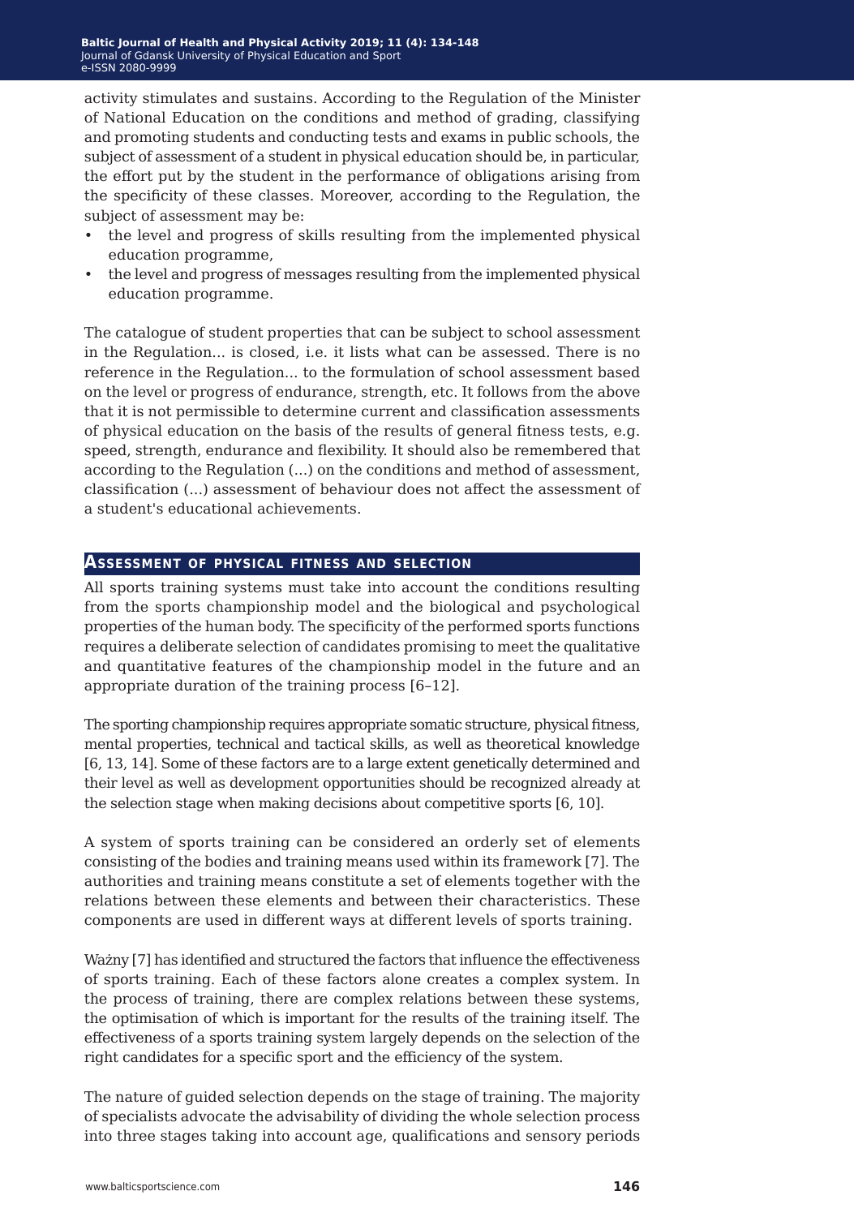activity stimulates and sustains. According to the Regulation of the Minister of National Education on the conditions and method of grading, classifying and promoting students and conducting tests and exams in public schools, the subject of assessment of a student in physical education should be, in particular, the effort put by the student in the performance of obligations arising from the specificity of these classes. Moreover, according to the Regulation, the subject of assessment may be:

- the level and progress of skills resulting from the implemented physical education programme,
- the level and progress of messages resulting from the implemented physical education programme.

The catalogue of student properties that can be subject to school assessment in the Regulation... is closed, i.e. it lists what can be assessed. There is no reference in the Regulation... to the formulation of school assessment based on the level or progress of endurance, strength, etc. It follows from the above that it is not permissible to determine current and classification assessments of physical education on the basis of the results of general fitness tests, e.g. speed, strength, endurance and flexibility. It should also be remembered that according to the Regulation (...) on the conditions and method of assessment, classification (...) assessment of behaviour does not affect the assessment of a student's educational achievements.

## Assessment of physical fitness and selection

All sports training systems must take into account the conditions resulting from the sports championship model and the biological and psychological properties of the human body. The specificity of the performed sports functions requires a deliberate selection of candidates promising to meet the qualitative and quantitative features of the championship model in the future and an appropriate duration of the training process [6–12].

The sporting championship requires appropriate somatic structure, physical fitness, mental properties, technical and tactical skills, as well as theoretical knowledge [6, 13, 14]. Some of these factors are to a large extent genetically determined and their level as well as development opportunities should be recognized already at the selection stage when making decisions about competitive sports [6, 10].

A system of sports training can be considered an orderly set of elements consisting of the bodies and training means used within its framework [7]. The authorities and training means constitute a set of elements together with the relations between these elements and between their characteristics. These components are used in different ways at different levels of sports training.

Ważny [7] has identified and structured the factors that influence the effectiveness of sports training. Each of these factors alone creates a complex system. In the process of training, there are complex relations between these systems, the optimisation of which is important for the results of the training itself. The effectiveness of a sports training system largely depends on the selection of the right candidates for a specific sport and the efficiency of the system.

The nature of guided selection depends on the stage of training. The majority of specialists advocate the advisability of dividing the whole selection process into three stages taking into account age, qualifications and sensory periods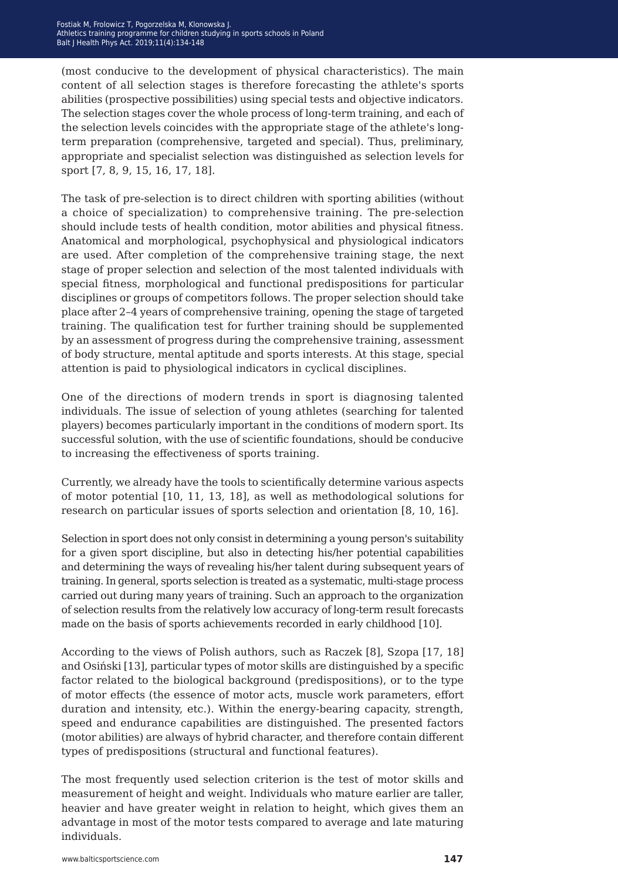(most conducive to the development of physical characteristics). The main content of all selection stages is therefore forecasting the athlete's sports abilities (prospective possibilities) using special tests and objective indicators. The selection stages cover the whole process of long-term training, and each of the selection levels coincides with the appropriate stage of the athlete's long-term preparation (comprehensive, targeted and special). Thus, preliminary, appropriate and specialist selection was distinguished as selection levels for sport [7, 8, 9, 15, 16, 17, 18].

The task of pre-selection is to direct children with sporting abilities (without a choice of specialization) to comprehensive training. The pre-selection should include tests of health condition, motor abilities and physical fitness. Anatomical and morphological, psychophysical and physiological indicators are used. After completion of the comprehensive training stage, the next stage of proper selection and selection of the most talented individuals with special fitness, morphological and functional predispositions for particular disciplines or groups of competitors follows. The proper selection should take place after 2–4 years of comprehensive training, opening the stage of targeted training. The qualification test for further training should be supplemented by an assessment of progress during the comprehensive training, assessment of body structure, mental aptitude and sports interests. At this stage, special attention is paid to physiological indicators in cyclical disciplines.

One of the directions of modern trends in sport is diagnosing talented individuals. The issue of selection of young athletes (searching for talented players) becomes particularly important in the conditions of modern sport. Its successful solution, with the use of scientific foundations, should be conducive to increasing the effectiveness of sports training.

Currently, we already have the tools to scientifically determine various aspects of motor potential [10, 11, 13, 18], as well as methodological solutions for research on particular issues of sports selection and orientation [8, 10, 16].

Selection in sport does not only consist in determining a young person's suitability for a given sport discipline, but also in detecting his/her potential capabilities and determining the ways of revealing his/her talent during subsequent years of training. In general, sports selection is treated as a systematic, multi-stage process carried out during many years of training. Such an approach to the organization of selection results from the relatively low accuracy of long-term result forecasts made on the basis of sports achievements recorded in early childhood [10].

According to the views of Polish authors, such as Raczek [8], Szopa [17, 18] and Osiński [13], particular types of motor skills are distinguished by a specific factor related to the biological background (predispositions), or to the type of motor effects (the essence of motor acts, muscle work parameters, effort duration and intensity, etc.). Within the energy-bearing capacity, strength, speed and endurance capabilities are distinguished. The presented factors (motor abilities) are always of hybrid character, and therefore contain different types of predispositions (structural and functional features).

The most frequently used selection criterion is the test of motor skills and measurement of height and weight. Individuals who mature earlier are taller, heavier and have greater weight in relation to height, which gives them an advantage in most of the motor tests compared to average and late maturing individuals.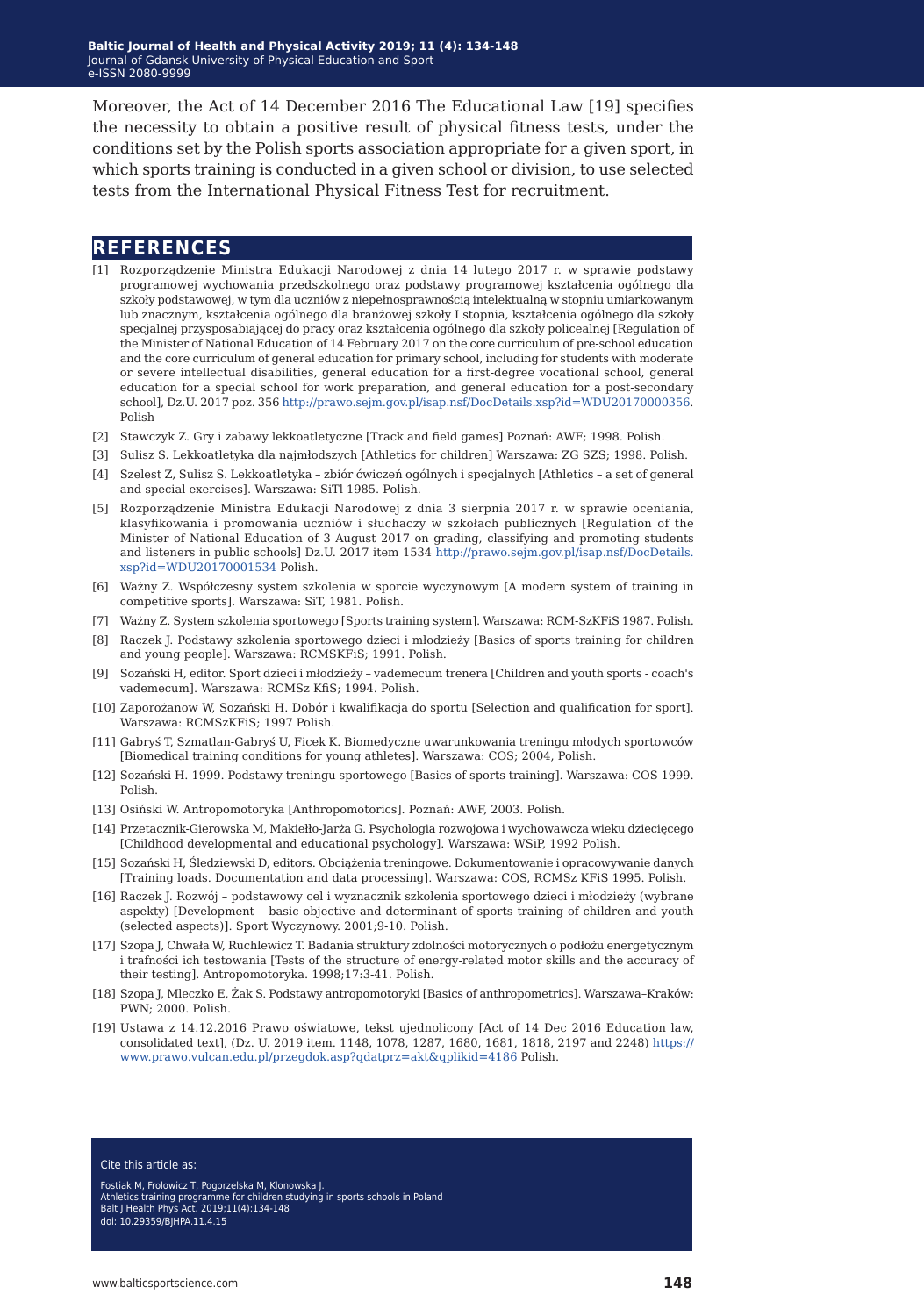Moreover, the Act of 14 December 2016 The Educational Law [19] specifies the necessity to obtain a positive result of physical fitness tests, under the conditions set by the Polish sports association appropriate for a given sport, in which sports training is conducted in a given school or division, to use selected tests from the International Physical Fitness Test for recruitment.

## REFERENCES

[1] Rozporządzenie Ministra Edukacji Narodowej z dnia 14 lutego 2017 r. w sprawie podstawy programowej wychowania przedszkolnego oraz podstawy programowej kształcenia ogólnego dla szkoły podstawowej, w tym dla uczniów z niepełnosprawnością intelektualną w stopniu umiarkowanym lub znacznym, kształcenia ogólnego dla branżowej szkoły I stopnia, kształcenia ogólnego dla szkoły specjalnej przysposabiającej do pracy oraz kształcenia ogólnego dla szkoły policealnej [Regulation of the Minister of National Education of 14 February 2017 on the core curriculum of pre-school education and the core curriculum of general education for primary school, including for students with moderate or severe intellectual disabilities, general education for a first-degree vocational school, general education for a special school for work preparation, and general education for a post-secondary school], Dz.U. 2017 poz. 356 http://prawo.sejm.gov.pl/isap.nsf/DocDetails.xsp?id=WDU20170000356. Polish

[2] Stawczyk Z. Gry i zabawy lekkoatletyczne [Track and field games] Poznań: AWF; 1998. Polish.

[3] Sulisz S. Lekkoatletyka dla najmłodszych [Athletics for children] Warszawa: ZG SZS; 1998. Polish.

[4] Szelest Z, Sulisz S. Lekkoatletyka – zbiór ćwiczeń ogólnych i specjalnych [Athletics – a set of general and special exercises]. Warszawa: SiTl 1985. Polish.

[5] Rozporządzenie Ministra Edukacji Narodowej z dnia 3 sierpnia 2017 r. w sprawie oceniania, klasyfikowania i promowania uczniów i słuchaczy w szkołach publicznych [Regulation of the Minister of National Education of 3 August 2017 on grading, classifying and promoting students and listeners in public schools] Dz.U. 2017 item 1534 http://prawo.sejm.gov.pl/isap.nsf/DocDetails.xsp?id=WDU20170001534 Polish.

[6] Ważny Z. Współczesny system szkolenia w sporcie wyczynowym [A modern system of training in competitive sports]. Warszawa: SiT, 1981. Polish.

[7] Ważny Z. System szkolenia sportowego [Sports training system]. Warszawa: RCM-SzKFiS 1987. Polish.

[8] Raczek J. Podstawy szkolenia sportowego dzieci i młodzieży [Basics of sports training for children and young people]. Warszawa: RCMSKFiS; 1991. Polish.

[9] Sozański H, editor. Sport dzieci i młodzieży – vademecum trenera [Children and youth sports - coach's vademecum]. Warszawa: RCMSz KfiS; 1994. Polish.

[10] Zaporożanow W, Sozański H. Dobór i kwalifikacja do sportu [Selection and qualification for sport]. Warszawa: RCMSzKFiS; 1997 Polish.

[11] Gabryś T, Szmatlan-Gabryś U, Ficek K. Biomedyczne uwarunkowania treningu młodych sportowców [Biomedical training conditions for young athletes]. Warszawa: COS; 2004, Polish.

[12] Sozański H. 1999. Podstawy treningu sportowego [Basics of sports training]. Warszawa: COS 1999. Polish.

[13] Osiński W. Antropomotoryka [Anthropomotorics]. Poznań: AWF, 2003. Polish.

[14] Przetacznik-Gierowska M, Makiełło-Jarża G. Psychologia rozwojowa i wychowawcza wieku dziecięcego [Childhood developmental and educational psychology]. Warszawa: WSiP, 1992 Polish.

[15] Sozański H, Śledziewski D, editors. Obciążenia treningowe. Dokumentowanie i opracowywanie danych [Training loads. Documentation and data processing]. Warszawa: COS, RCMSz KFiS 1995. Polish.

[16] Raczek J. Rozwój – podstawowy cel i wyznacznik szkolenia sportowego dzieci i młodzieży (wybrane aspekty) [Development – basic objective and determinant of sports training of children and youth (selected aspects)]. Sport Wyczynowy. 2001;9-10. Polish.

[17] Szopa J, Chwała W, Ruchlewicz T. Badania struktury zdolności motorycznych o podłożu energetycznym i trafności ich testowania [Tests of the structure of energy-related motor skills and the accuracy of their testing]. Antropomotoryka. 1998;17:3-41. Polish.

[18] Szopa J, Mleczko E, Żak S. Podstawy antropomotoryki [Basics of anthropometrics]. Warszawa–Kraków: PWN; 2000. Polish.

[19] Ustawa z 14.12.2016 Prawo oświatowe, tekst ujednolicony [Act of 14 Dec 2016 Education law, consolidated text], (Dz. U. 2019 item. 1148, 1078, 1287, 1680, 1681, 1818, 2197 and 2248) https://www.prawo.vulcan.edu.pl/przegdok.asp?qdatprz=akt&qplikid=4186 Polish.

Cite this article as:

Fostiak M, Frolowicz T, Pogorzelska M, Klonowska J.
Athletics training programme for children studying in sports schools in Poland
Balt J Health Phys Act. 2019;11(4):134-148
doi: 10.29359/BJHPA.11.4.15